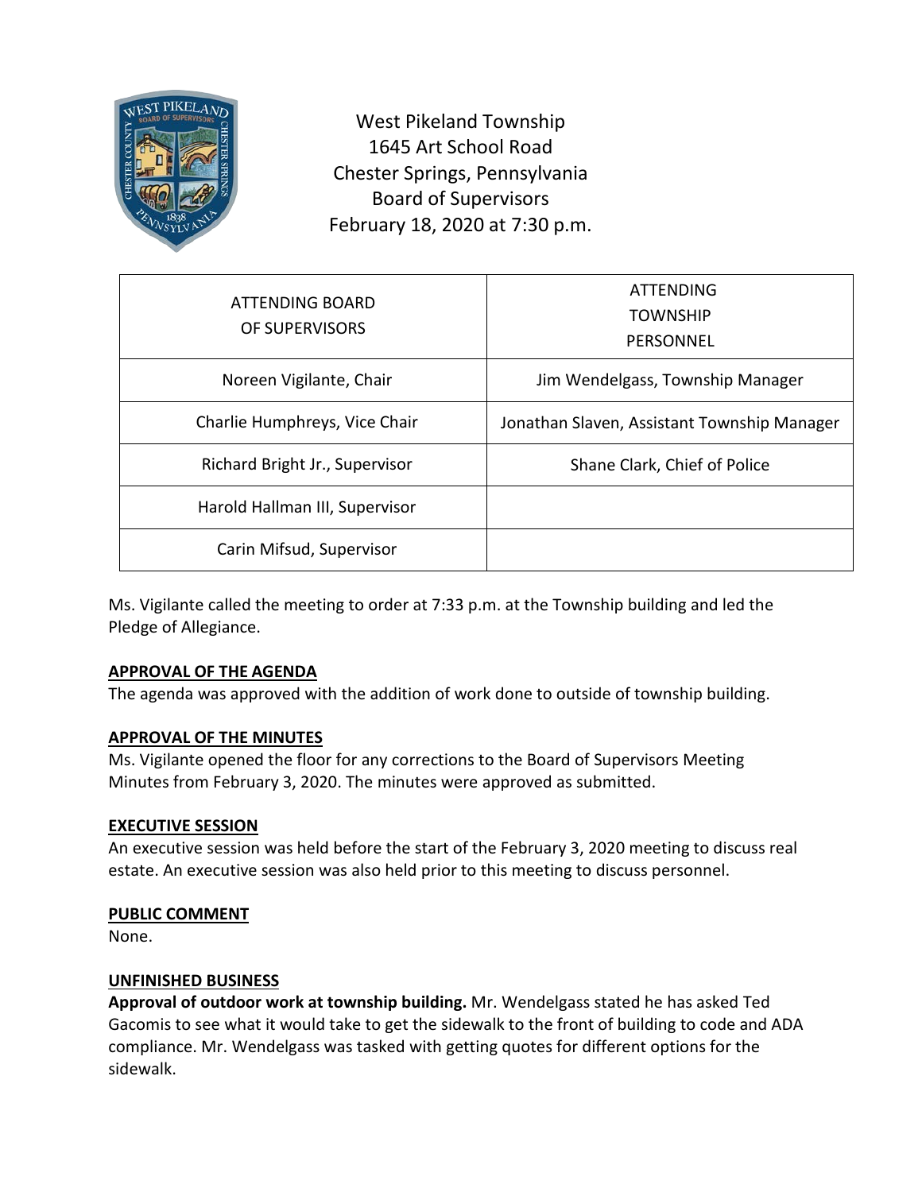West Pikeland Township
1645 Art School Road
Chester Springs, Pennsylvania
Board of Supervisors
February 18, 2020 at 7:30 p.m.

| ATTENDING BOARD OF SUPERVISORS | ATTENDING TOWNSHIP PERSONNEL |
| --- | --- |
| Noreen Vigilante, Chair | Jim Wendelgass, Township Manager |
| Charlie Humphreys, Vice Chair | Jonathan Slaven, Assistant Township Manager |
| Richard Bright Jr., Supervisor | Shane Clark, Chief of Police |
| Harold Hallman III, Supervisor | |
| Carin Mifsud, Supervisor | |

Ms. Vigilante called the meeting to order at 7:33 p.m. at the Township building and led the Pledge of Allegiance.

**APPROVAL OF THE AGENDA**

The agenda was approved with the addition of work done to outside of township building.

**APPROVAL OF THE MINUTES**

Ms. Vigilante opened the floor for any corrections to the Board of Supervisors Meeting Minutes from February 3, 2020. The minutes were approved as submitted.

**EXECUTIVE SESSION**

An executive session was held before the start of the February 3, 2020 meeting to discuss real estate. An executive session was also held prior to this meeting to discuss personnel.

**PUBLIC COMMENT**

None.

**UNFINISHED BUSINESS**

**Approval of outdoor work at township building.** Mr. Wendelgass stated he has asked Ted Gacomis to see what it would take to get the sidewalk to the front of building to code and ADA compliance. Mr. Wendelgass was tasked with getting quotes for different options for the sidewalk.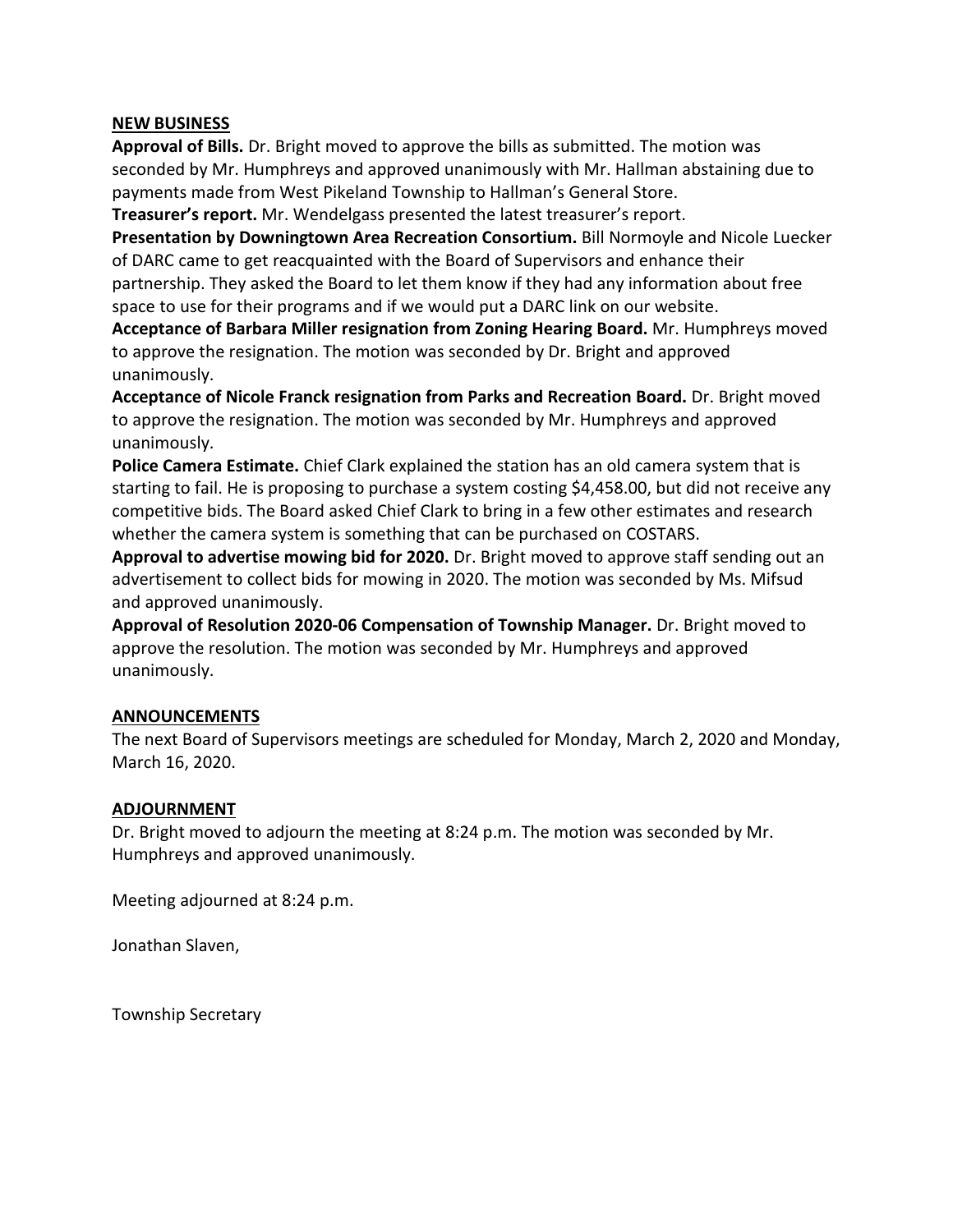## NEW BUSINESS

**Approval of Bills.** Dr. Bright moved to approve the bills as submitted. The motion was seconded by Mr. Humphreys and approved unanimously with Mr. Hallman abstaining due to payments made from West Pikeland Township to Hallman's General Store.

**Treasurer's report.** Mr. Wendelgass presented the latest treasurer's report.

**Presentation by Downingtown Area Recreation Consortium.** Bill Normoyle and Nicole Luecker of DARC came to get reacquainted with the Board of Supervisors and enhance their partnership. They asked the Board to let them know if they had any information about free space to use for their programs and if we would put a DARC link on our website.

**Acceptance of Barbara Miller resignation from Zoning Hearing Board.** Mr. Humphreys moved to approve the resignation. The motion was seconded by Dr. Bright and approved unanimously.

**Acceptance of Nicole Franck resignation from Parks and Recreation Board.** Dr. Bright moved to approve the resignation. The motion was seconded by Mr. Humphreys and approved unanimously.

**Police Camera Estimate.** Chief Clark explained the station has an old camera system that is starting to fail. He is proposing to purchase a system costing $4,458.00, but did not receive any competitive bids. The Board asked Chief Clark to bring in a few other estimates and research whether the camera system is something that can be purchased on COSTARS.

**Approval to advertise mowing bid for 2020.** Dr. Bright moved to approve staff sending out an advertisement to collect bids for mowing in 2020. The motion was seconded by Ms. Mifsud and approved unanimously.

**Approval of Resolution 2020-06 Compensation of Township Manager.** Dr. Bright moved to approve the resolution. The motion was seconded by Mr. Humphreys and approved unanimously.

## ANNOUNCEMENTS

The next Board of Supervisors meetings are scheduled for Monday, March 2, 2020 and Monday, March 16, 2020.

## ADJOURNMENT

Dr. Bright moved to adjourn the meeting at 8:24 p.m. The motion was seconded by Mr. Humphreys and approved unanimously.

Meeting adjourned at 8:24 p.m.

Jonathan Slaven,

Township Secretary